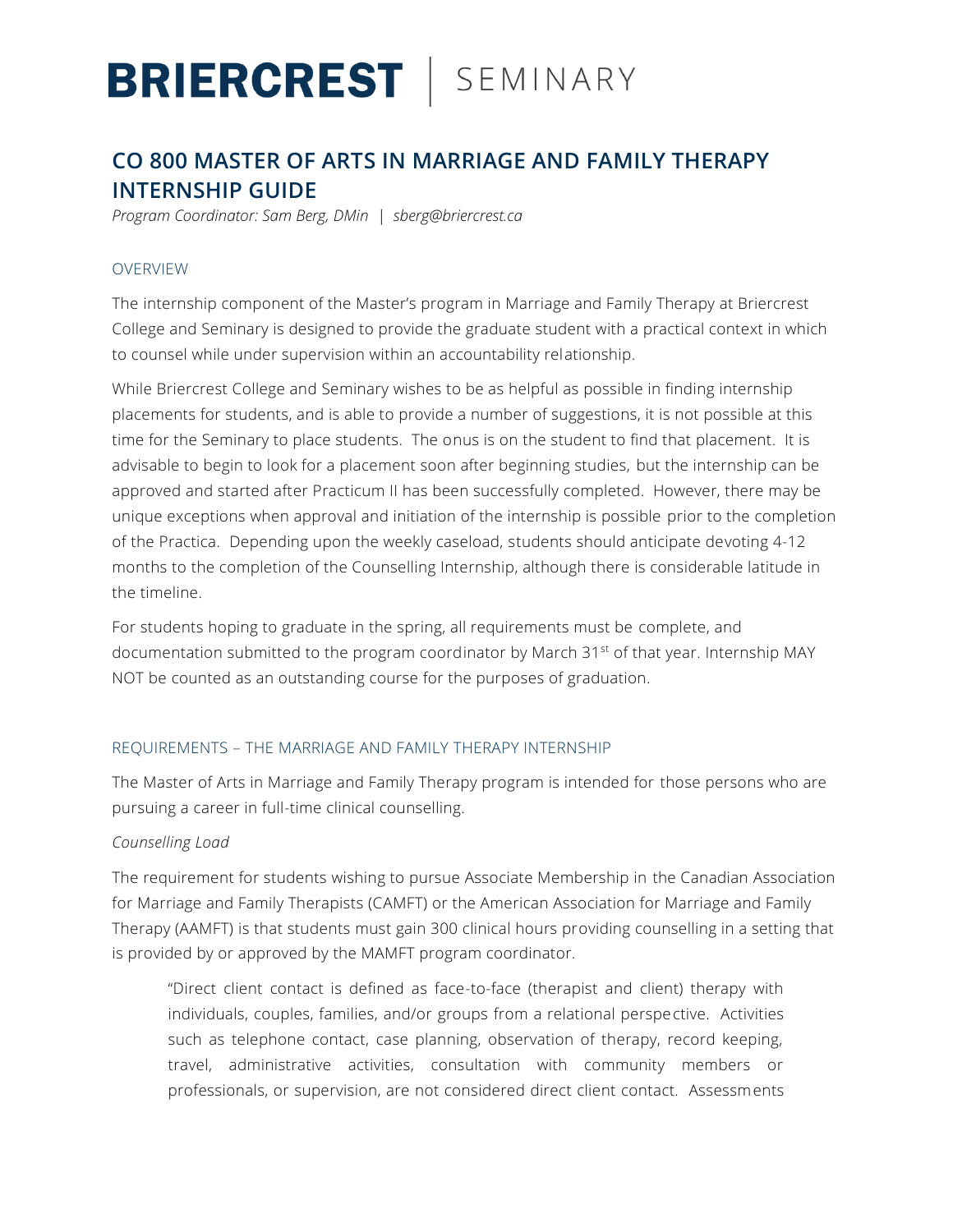# BRIERCREST | SEMINARY

## CO 800 MASTER OF ARTS IN MARRIAGE AND FAMILY THERAPY INTERNSHIP GUIDE

*Program Coordinator: Sam Berg, DMin | sberg@briercrest.ca*

### OVERVIEW

The internship component of the Master's program in Marriage and Family Therapy at Briercrest College and Seminary is designed to provide the graduate student with a practical context in which to counsel while under supervision within an accountability relationship.

While Briercrest College and Seminary wishes to be as helpful as possible in finding internship placements for students, and is able to provide a number of suggestions, it is not possible at this time for the Seminary to place students. The onus is on the student to find that placement. It is advisable to begin to look for a placement soon after beginning studies, but the internship can be approved and started after Practicum II has been successfully completed. However, there may be unique exceptions when approval and initiation of the internship is possible prior to the completion of the Practica. Depending upon the weekly caseload, students should anticipate devoting 4-12 months to the completion of the Counselling Internship, although there is considerable latitude in the timeline.

For students hoping to graduate in the spring, all requirements must be complete, and documentation submitted to the program coordinator by March 31st of that year. Internship MAY NOT be counted as an outstanding course for the purposes of graduation.

### REQUIREMENTS – THE MARRIAGE AND FAMILY THERAPY INTERNSHIP

The Master of Arts in Marriage and Family Therapy program is intended for those persons who are pursuing a career in full-time clinical counselling.

*Counselling Load*

The requirement for students wishing to pursue Associate Membership in the Canadian Association for Marriage and Family Therapists (CAMFT) or the American Association for Marriage and Family Therapy (AAMFT) is that students must gain 300 clinical hours providing counselling in a setting that is provided by or approved by the MAMFT program coordinator.

> "Direct client contact is defined as face-to-face (therapist and client) therapy with individuals, couples, families, and/or groups from a relational perspective. Activities such as telephone contact, case planning, observation of therapy, record keeping, travel, administrative activities, consultation with community members or professionals, or supervision, are not considered direct client contact. Assessments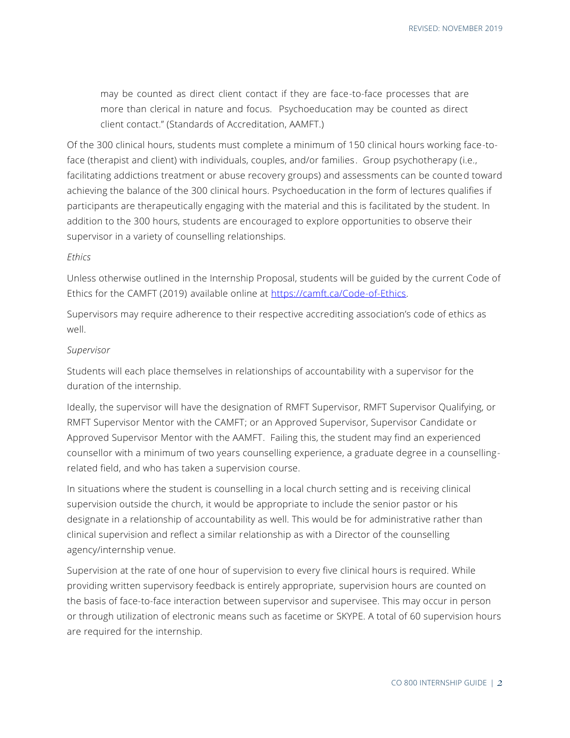> may be counted as direct client contact if they are face-to-face processes that are more than clerical in nature and focus. Psychoeducation may be counted as direct client contact." (Standards of Accreditation, AAMFT.)

Of the 300 clinical hours, students must complete a minimum of 150 clinical hours working face-to-face (therapist and client) with individuals, couples, and/or families. Group psychotherapy (i.e., facilitating addictions treatment or abuse recovery groups) and assessments can be counted toward achieving the balance of the 300 clinical hours. Psychoeducation in the form of lectures qualifies if participants are therapeutically engaging with the material and this is facilitated by the student. In addition to the 300 hours, students are encouraged to explore opportunities to observe their supervisor in a variety of counselling relationships.

*Ethics*

Unless otherwise outlined in the Internship Proposal, students will be guided by the current Code of Ethics for the CAMFT (2019) available online at [https://camft.ca/Code-of-Ethics](https://camft.ca/Code-of-Ethics).

Supervisors may require adherence to their respective accrediting association's code of ethics as well.

*Supervisor*

Students will each place themselves in relationships of accountability with a supervisor for the duration of the internship.

Ideally, the supervisor will have the designation of RMFT Supervisor, RMFT Supervisor Qualifying, or RMFT Supervisor Mentor with the CAMFT; or an Approved Supervisor, Supervisor Candidate or Approved Supervisor Mentor with the AAMFT. Failing this, the student may find an experienced counsellor with a minimum of two years counselling experience, a graduate degree in a counselling-related field, and who has taken a supervision course.

In situations where the student is counselling in a local church setting and is receiving clinical supervision outside the church, it would be appropriate to include the senior pastor or his designate in a relationship of accountability as well. This would be for administrative rather than clinical supervision and reflect a similar relationship as with a Director of the counselling agency/internship venue.

Supervision at the rate of one hour of supervision to every five clinical hours is required. While providing written supervisory feedback is entirely appropriate, supervision hours are counted on the basis of face-to-face interaction between supervisor and supervisee. This may occur in person or through utilization of electronic means such as facetime or SKYPE. A total of 60 supervision hours are required for the internship.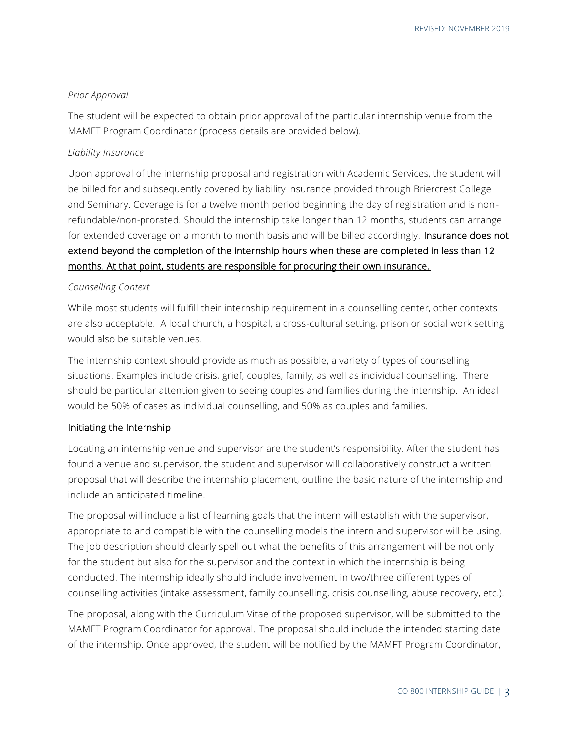*Prior Approval*

The student will be expected to obtain prior approval of the particular internship venue from the MAMFT Program Coordinator (process details are provided below).

*Liability Insurance*

Upon approval of the internship proposal and registration with Academic Services, the student will be billed for and subsequently covered by liability insurance provided through Briercrest College and Seminary. Coverage is for a twelve month period beginning the day of registration and is non-refundable/non-prorated. Should the internship take longer than 12 months, students can arrange for extended coverage on a month to month basis and will be billed accordingly. **Insurance does not extend beyond the completion of the internship hours when these are completed in less than 12 months. At that point, students are responsible for procuring their own insurance.**

*Counselling Context*

While most students will fulfill their internship requirement in a counselling center, other contexts are also acceptable. A local church, a hospital, a cross-cultural setting, prison or social work setting would also be suitable venues.

The internship context should provide as much as possible, a variety of types of counselling situations. Examples include crisis, grief, couples, family, as well as individual counselling. There should be particular attention given to seeing couples and families during the internship. An ideal would be 50% of cases as individual counselling, and 50% as couples and families.

### Initiating the Internship

Locating an internship venue and supervisor are the student's responsibility. After the student has found a venue and supervisor, the student and supervisor will collaboratively construct a written proposal that will describe the internship placement, outline the basic nature of the internship and include an anticipated timeline.

The proposal will include a list of learning goals that the intern will establish with the supervisor, appropriate to and compatible with the counselling models the intern and supervisor will be using. The job description should clearly spell out what the benefits of this arrangement will be not only for the student but also for the supervisor and the context in which the internship is being conducted. The internship ideally should include involvement in two/three different types of counselling activities (intake assessment, family counselling, crisis counselling, abuse recovery, etc.).

The proposal, along with the Curriculum Vitae of the proposed supervisor, will be submitted to the MAMFT Program Coordinator for approval. The proposal should include the intended starting date of the internship. Once approved, the student will be notified by the MAMFT Program Coordinator,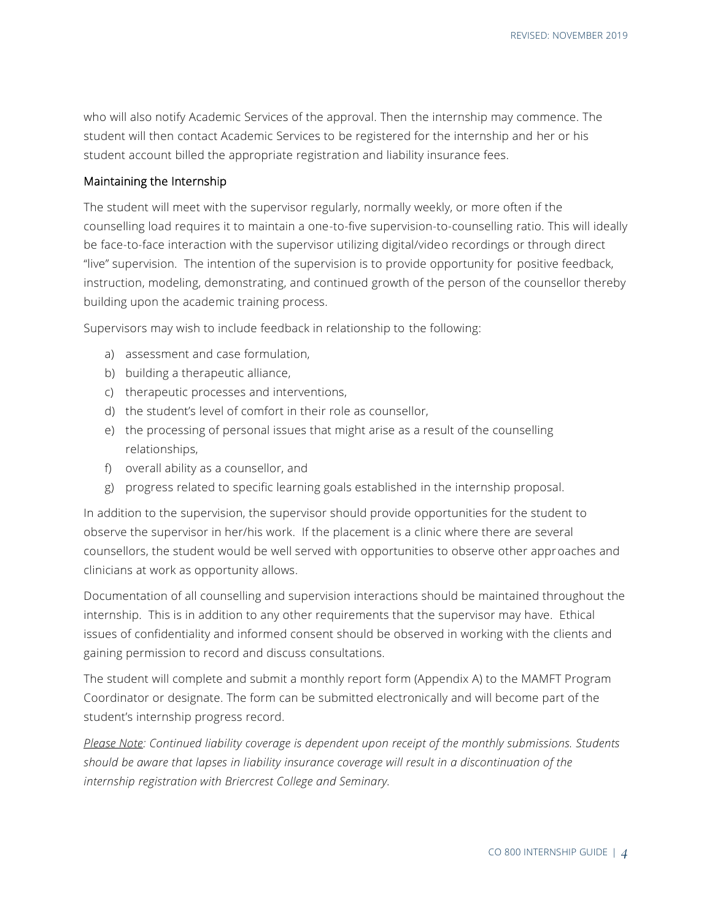who will also notify Academic Services of the approval. Then the internship may commence. The student will then contact Academic Services to be registered for the internship and her or his student account billed the appropriate registration and liability insurance fees.

### Maintaining the Internship

The student will meet with the supervisor regularly, normally weekly, or more often if the counselling load requires it to maintain a one-to-five supervision-to-counselling ratio. This will ideally be face-to-face interaction with the supervisor utilizing digital/video recordings or through direct "live" supervision. The intention of the supervision is to provide opportunity for positive feedback, instruction, modeling, demonstrating, and continued growth of the person of the counsellor thereby building upon the academic training process.

Supervisors may wish to include feedback in relationship to the following:

a) assessment and case formulation,
b) building a therapeutic alliance,
c) therapeutic processes and interventions,
d) the student's level of comfort in their role as counsellor,
e) the processing of personal issues that might arise as a result of the counselling relationships,
f) overall ability as a counsellor, and
g) progress related to specific learning goals established in the internship proposal.

In addition to the supervision, the supervisor should provide opportunities for the student to observe the supervisor in her/his work. If the placement is a clinic where there are several counsellors, the student would be well served with opportunities to observe other approaches and clinicians at work as opportunity allows.

Documentation of all counselling and supervision interactions should be maintained throughout the internship. This is in addition to any other requirements that the supervisor may have. Ethical issues of confidentiality and informed consent should be observed in working with the clients and gaining permission to record and discuss consultations.

The student will complete and submit a monthly report form (Appendix A) to the MAMFT Program Coordinator or designate. The form can be submitted electronically and will become part of the student's internship progress record.

*Please Note: Continued liability coverage is dependent upon receipt of the monthly submissions. Students should be aware that lapses in liability insurance coverage will result in a discontinuation of the internship registration with Briercrest College and Seminary.*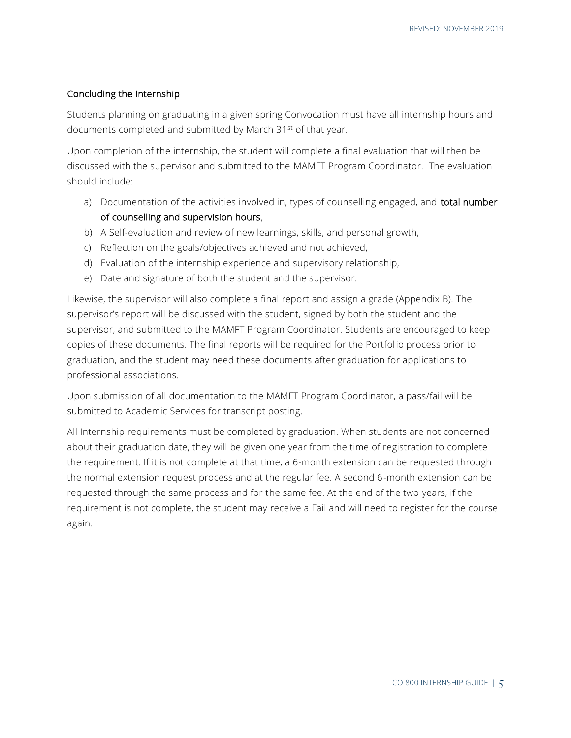## Concluding the Internship

Students planning on graduating in a given spring Convocation must have all internship hours and documents completed and submitted by March 31st of that year.

Upon completion of the internship, the student will complete a final evaluation that will then be discussed with the supervisor and submitted to the MAMFT Program Coordinator. The evaluation should include:

a) Documentation of the activities involved in, types of counselling engaged, and **total number of counselling and supervision hours**,
b) A Self-evaluation and review of new learnings, skills, and personal growth,
c) Reflection on the goals/objectives achieved and not achieved,
d) Evaluation of the internship experience and supervisory relationship,
e) Date and signature of both the student and the supervisor.

Likewise, the supervisor will also complete a final report and assign a grade (Appendix B). The supervisor's report will be discussed with the student, signed by both the student and the supervisor, and submitted to the MAMFT Program Coordinator. Students are encouraged to keep copies of these documents. The final reports will be required for the Portfolio process prior to graduation, and the student may need these documents after graduation for applications to professional associations.

Upon submission of all documentation to the MAMFT Program Coordinator, a pass/fail will be submitted to Academic Services for transcript posting.

All Internship requirements must be completed by graduation. When students are not concerned about their graduation date, they will be given one year from the time of registration to complete the requirement. If it is not complete at that time, a 6-month extension can be requested through the normal extension request process and at the regular fee. A second 6-month extension can be requested through the same process and for the same fee. At the end of the two years, if the requirement is not complete, the student may receive a Fail and will need to register for the course again.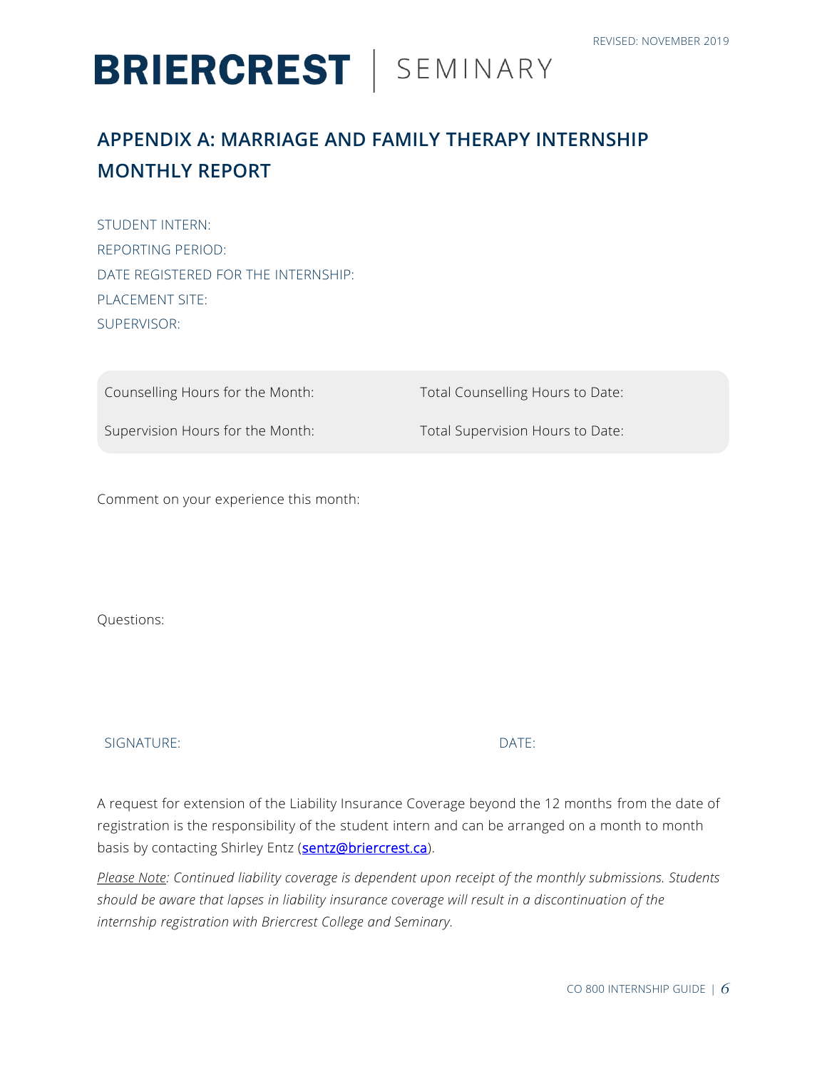# APPENDIX A: MARRIAGE AND FAMILY THERAPY INTERNSHIP MONTHLY REPORT

STUDENT INTERN:

REPORTING PERIOD:

DATE REGISTERED FOR THE INTERNSHIP:

PLACEMENT SITE:

SUPERVISOR:

| | |
|---|---|
| Counselling Hours for the Month: | Total Counselling Hours to Date: |
| Supervision Hours for the Month: | Total Supervision Hours to Date: |

Comment on your experience this month:

Questions:

SIGNATURE: DATE:

A request for extension of the Liability Insurance Coverage beyond the 12 months from the date of registration is the responsibility of the student intern and can be arranged on a month to month basis by contacting Shirley Entz ([sentz@briercrest.ca](mailto:sentz@briercrest.ca)).

*Please Note: Continued liability coverage is dependent upon receipt of the monthly submissions. Students should be aware that lapses in liability insurance coverage will result in a discontinuation of the internship registration with Briercrest College and Seminary.*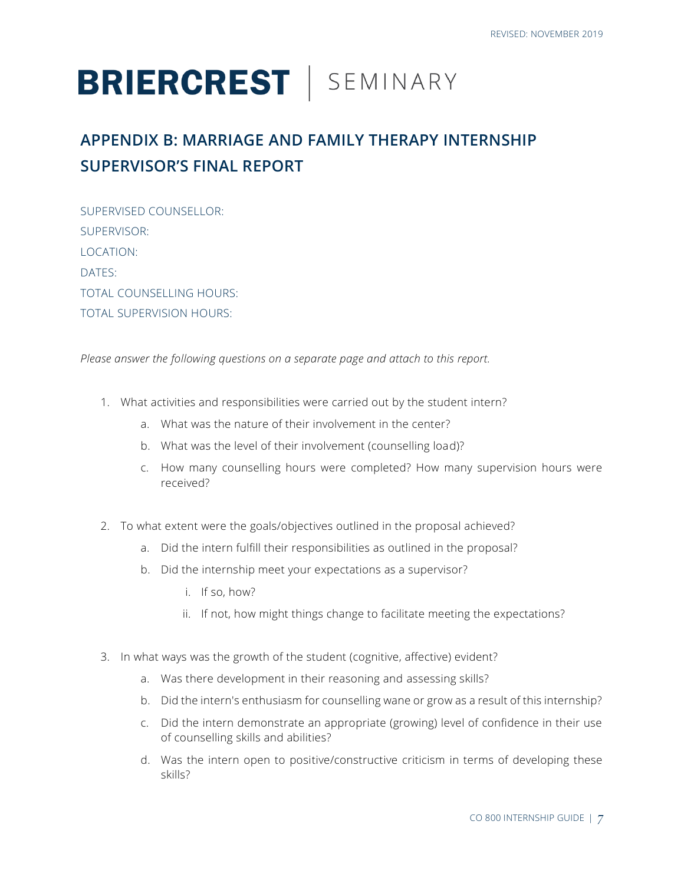## APPENDIX B: MARRIAGE AND FAMILY THERAPY INTERNSHIP SUPERVISOR'S FINAL REPORT

SUPERVISED COUNSELLOR:

SUPERVISOR:

LOCATION:

DATES:

TOTAL COUNSELLING HOURS:

TOTAL SUPERVISION HOURS:

*Please answer the following questions on a separate page and attach to this report.*

1. What activities and responsibilities were carried out by the student intern?
   a. What was the nature of their involvement in the center?
   b. What was the level of their involvement (counselling load)?
   c. How many counselling hours were completed? How many supervision hours were received?

2. To what extent were the goals/objectives outlined in the proposal achieved?
   a. Did the intern fulfill their responsibilities as outlined in the proposal?
   b. Did the internship meet your expectations as a supervisor?
      i. If so, how?
      ii. If not, how might things change to facilitate meeting the expectations?

3. In what ways was the growth of the student (cognitive, affective) evident?
   a. Was there development in their reasoning and assessing skills?
   b. Did the intern's enthusiasm for counselling wane or grow as a result of this internship?
   c. Did the intern demonstrate an appropriate (growing) level of confidence in their use of counselling skills and abilities?
   d. Was the intern open to positive/constructive criticism in terms of developing these skills?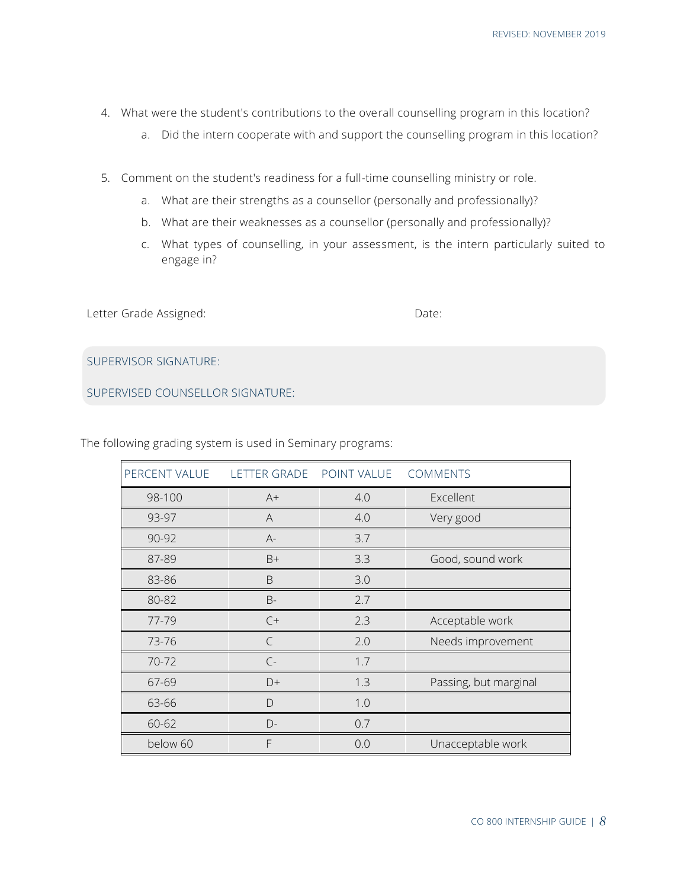4. What were the student's contributions to the overall counselling program in this location?
    a. Did the intern cooperate with and support the counselling program in this location?

5. Comment on the student's readiness for a full-time counselling ministry or role.
    a. What are their strengths as a counsellor (personally and professionally)?
    b. What are their weaknesses as a counsellor (personally and professionally)?
    c. What types of counselling, in your assessment, is the intern particularly suited to engage in?

Letter Grade Assigned: Date:

SUPERVISOR SIGNATURE:

SUPERVISED COUNSELLOR SIGNATURE:

The following grading system is used in Seminary programs:

| PERCENT VALUE | LETTER GRADE | POINT VALUE | COMMENTS |
| --- | --- | --- | --- |
| 98-100 | A+ | 4.0 | Excellent |
| 93-97 | A | 4.0 | Very good |
| 90-92 | A- | 3.7 | |
| 87-89 | B+ | 3.3 | Good, sound work |
| 83-86 | B | 3.0 | |
| 80-82 | B- | 2.7 | |
| 77-79 | C+ | 2.3 | Acceptable work |
| 73-76 | C | 2.0 | Needs improvement |
| 70-72 | C- | 1.7 | |
| 67-69 | D+ | 1.3 | Passing, but marginal |
| 63-66 | D | 1.0 | |
| 60-62 | D- | 0.7 | |
| below 60 | F | 0.0 | Unacceptable work |